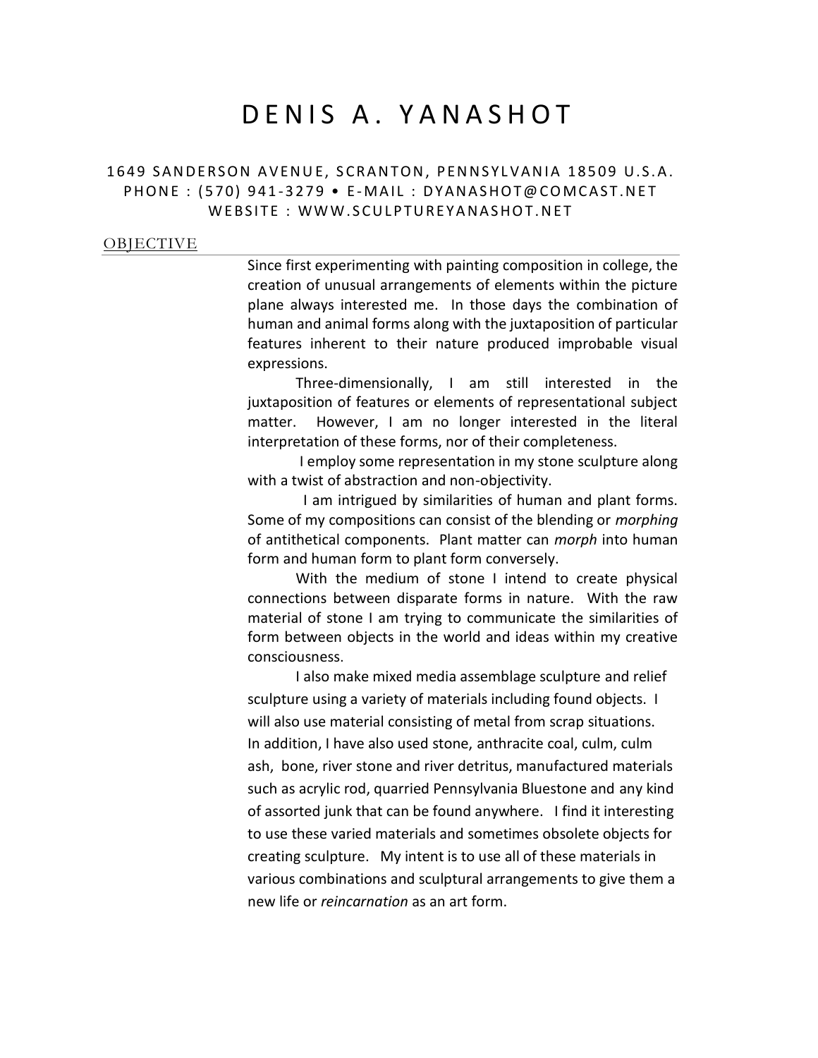# DENIS A. YANASHOT

1649 SANDERSON AVENUE, SCRANTON, PENNSYLVANIA 18509 U.S.A.
PHONE : (570) 941-3279 • E-MAIL : DYANASHOT@COMCAST.NET
WEBSITE : WWW.SCULPTUREYANASHOT.NET

## OBJECTIVE

Since first experimenting with painting composition in college, the creation of unusual arrangements of elements within the picture plane always interested me. In those days the combination of human and animal forms along with the juxtaposition of particular features inherent to their nature produced improbable visual expressions.

Three-dimensionally, I am still interested in the juxtaposition of features or elements of representational subject matter. However, I am no longer interested in the literal interpretation of these forms, nor of their completeness.

I employ some representation in my stone sculpture along with a twist of abstraction and non-objectivity.

I am intrigued by similarities of human and plant forms. Some of my compositions can consist of the blending or *morphing* of antithetical components. Plant matter can *morph* into human form and human form to plant form conversely.

With the medium of stone I intend to create physical connections between disparate forms in nature. With the raw material of stone I am trying to communicate the similarities of form between objects in the world and ideas within my creative consciousness.

I also make mixed media assemblage sculpture and relief sculpture using a variety of materials including found objects. I will also use material consisting of metal from scrap situations. In addition, I have also used stone, anthracite coal, culm, culm ash, bone, river stone and river detritus, manufactured materials such as acrylic rod, quarried Pennsylvania Bluestone and any kind of assorted junk that can be found anywhere. I find it interesting to use these varied materials and sometimes obsolete objects for creating sculpture. My intent is to use all of these materials in various combinations and sculptural arrangements to give them a new life or *reincarnation* as an art form.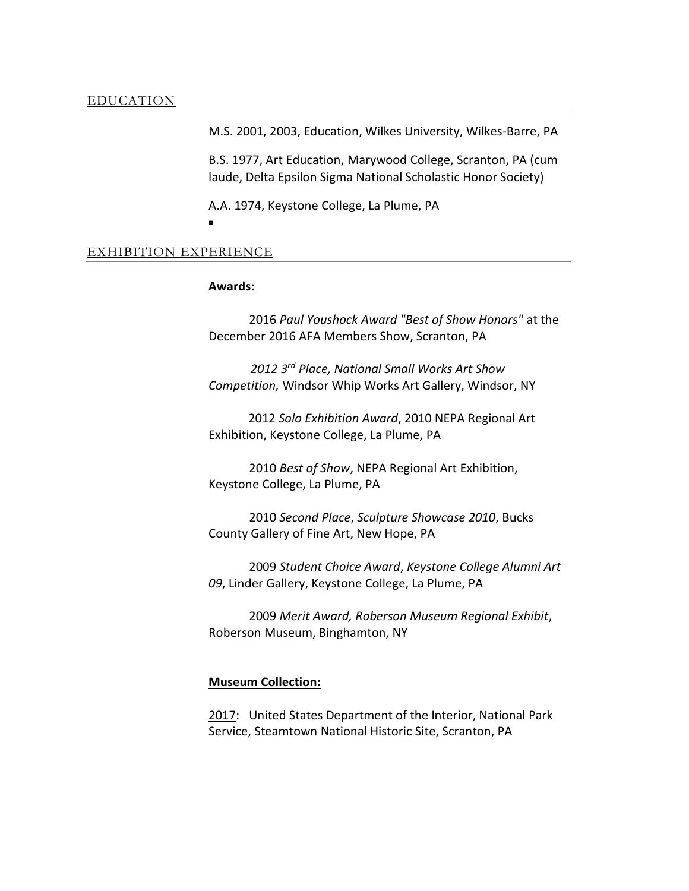## EDUCATION

M.S. 2001, 2003, Education, Wilkes University, Wilkes-Barre, PA

B.S. 1977, Art Education, Marywood College, Scranton, PA (cum laude, Delta Epsilon Sigma National Scholastic Honor Society)

A.A. 1974, Keystone College, La Plume, PA

▪

## EXHIBITION EXPERIENCE

**Awards:**

2016 *Paul Youshock Award "Best of Show Honors"* at the December 2016 AFA Members Show, Scranton, PA

*2012 3rd Place, National Small Works Art Show Competition,* Windsor Whip Works Art Gallery, Windsor, NY

2012 *Solo Exhibition Award*, 2010 NEPA Regional Art Exhibition, Keystone College, La Plume, PA

2010 *Best of Show*, NEPA Regional Art Exhibition, Keystone College, La Plume, PA

2010 *Second Place*, *Sculpture Showcase 2010*, Bucks County Gallery of Fine Art, New Hope, PA

2009 *Student Choice Award*, *Keystone College Alumni Art 09*, Linder Gallery, Keystone College, La Plume, PA

2009 *Merit Award, Roberson Museum Regional Exhibit*, Roberson Museum, Binghamton, NY

**Museum Collection:**

2017: United States Department of the Interior, National Park Service, Steamtown National Historic Site, Scranton, PA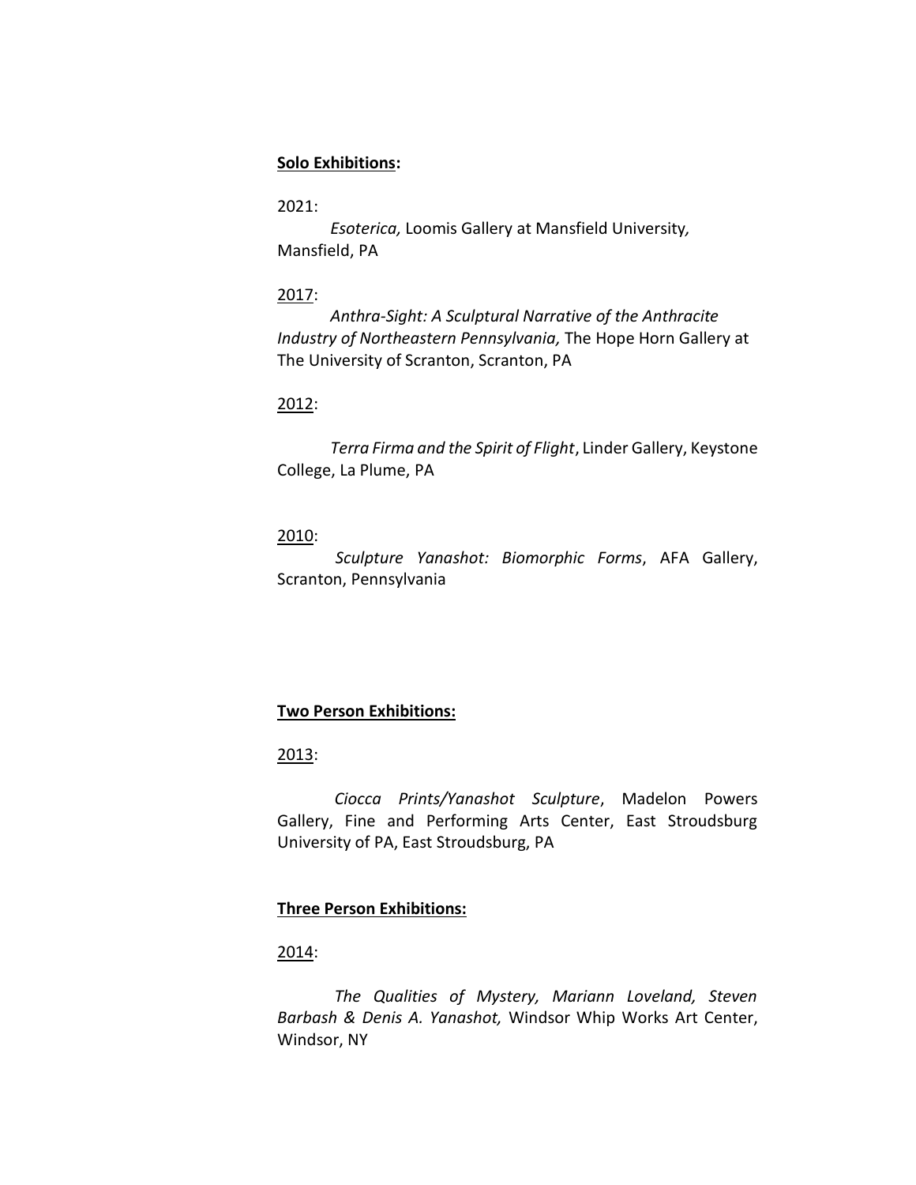**Solo Exhibitions:**

2021:

*Esoterica,* Loomis Gallery at Mansfield University*,* Mansfield, PA

2017:

*Anthra-Sight: A Sculptural Narrative of the Anthracite Industry of Northeastern Pennsylvania,* The Hope Horn Gallery at The University of Scranton, Scranton, PA

2012:

*Terra Firma and the Spirit of Flight*, Linder Gallery, Keystone College, La Plume, PA

2010:

*Sculpture Yanashot: Biomorphic Forms*, AFA Gallery, Scranton, Pennsylvania

**Two Person Exhibitions:**

2013:

*Ciocca Prints/Yanashot Sculpture*, Madelon Powers Gallery, Fine and Performing Arts Center, East Stroudsburg University of PA, East Stroudsburg, PA

**Three Person Exhibitions:**

2014:

*The Qualities of Mystery, Mariann Loveland, Steven Barbash & Denis A. Yanashot,* Windsor Whip Works Art Center, Windsor, NY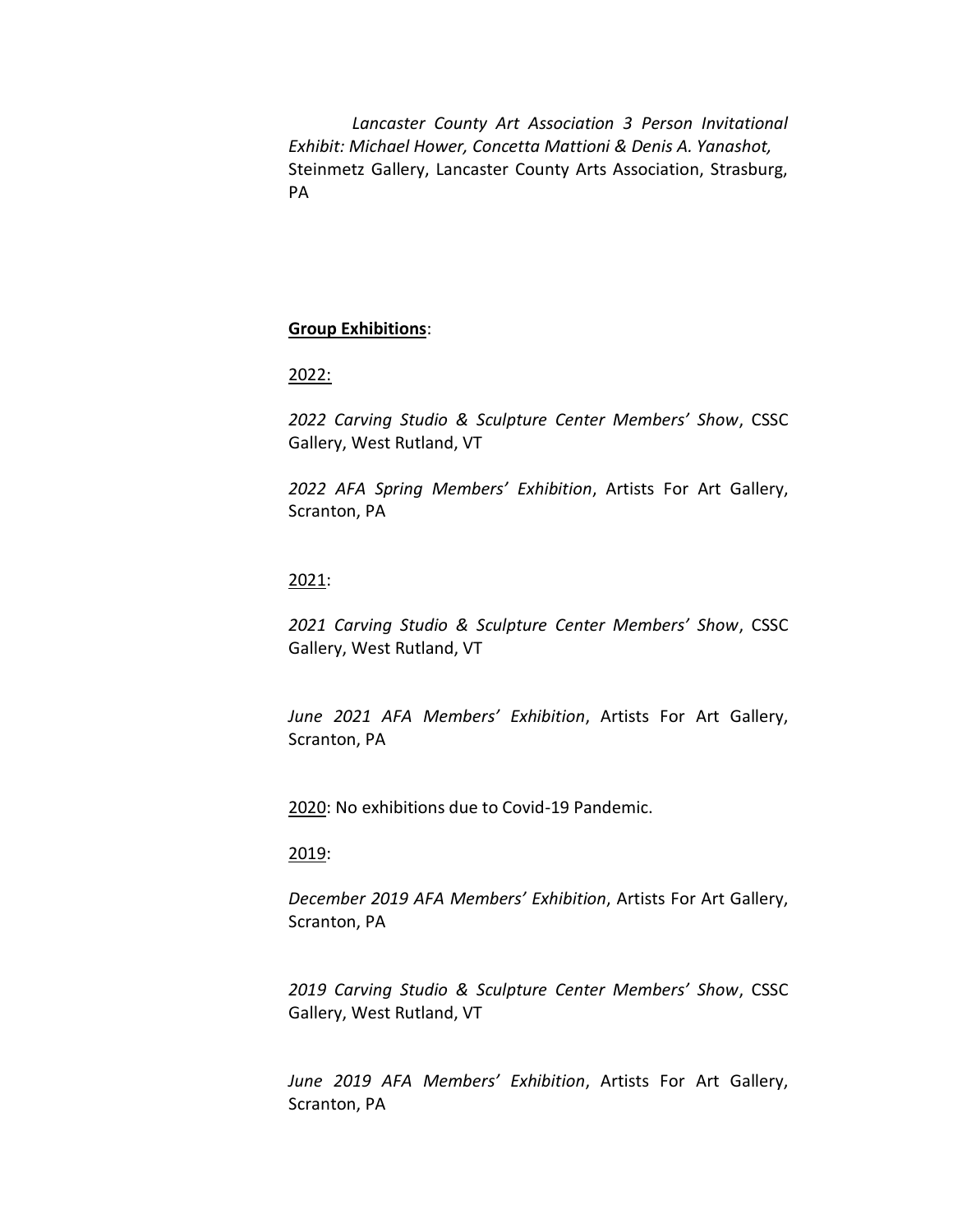*Lancaster County Art Association 3 Person Invitational Exhibit: Michael Hower, Concetta Mattioni & Denis A. Yanashot,* Steinmetz Gallery, Lancaster County Arts Association, Strasburg, PA

**Group Exhibitions**:

2022:

*2022 Carving Studio & Sculpture Center Members' Show*, CSSC Gallery, West Rutland, VT

*2022 AFA Spring Members' Exhibition*, Artists For Art Gallery, Scranton, PA

2021:

*2021 Carving Studio & Sculpture Center Members' Show*, CSSC Gallery, West Rutland, VT

*June 2021 AFA Members' Exhibition*, Artists For Art Gallery, Scranton, PA

2020: No exhibitions due to Covid-19 Pandemic.

2019:

*December 2019 AFA Members' Exhibition*, Artists For Art Gallery, Scranton, PA

*2019 Carving Studio & Sculpture Center Members' Show*, CSSC Gallery, West Rutland, VT

*June 2019 AFA Members' Exhibition*, Artists For Art Gallery, Scranton, PA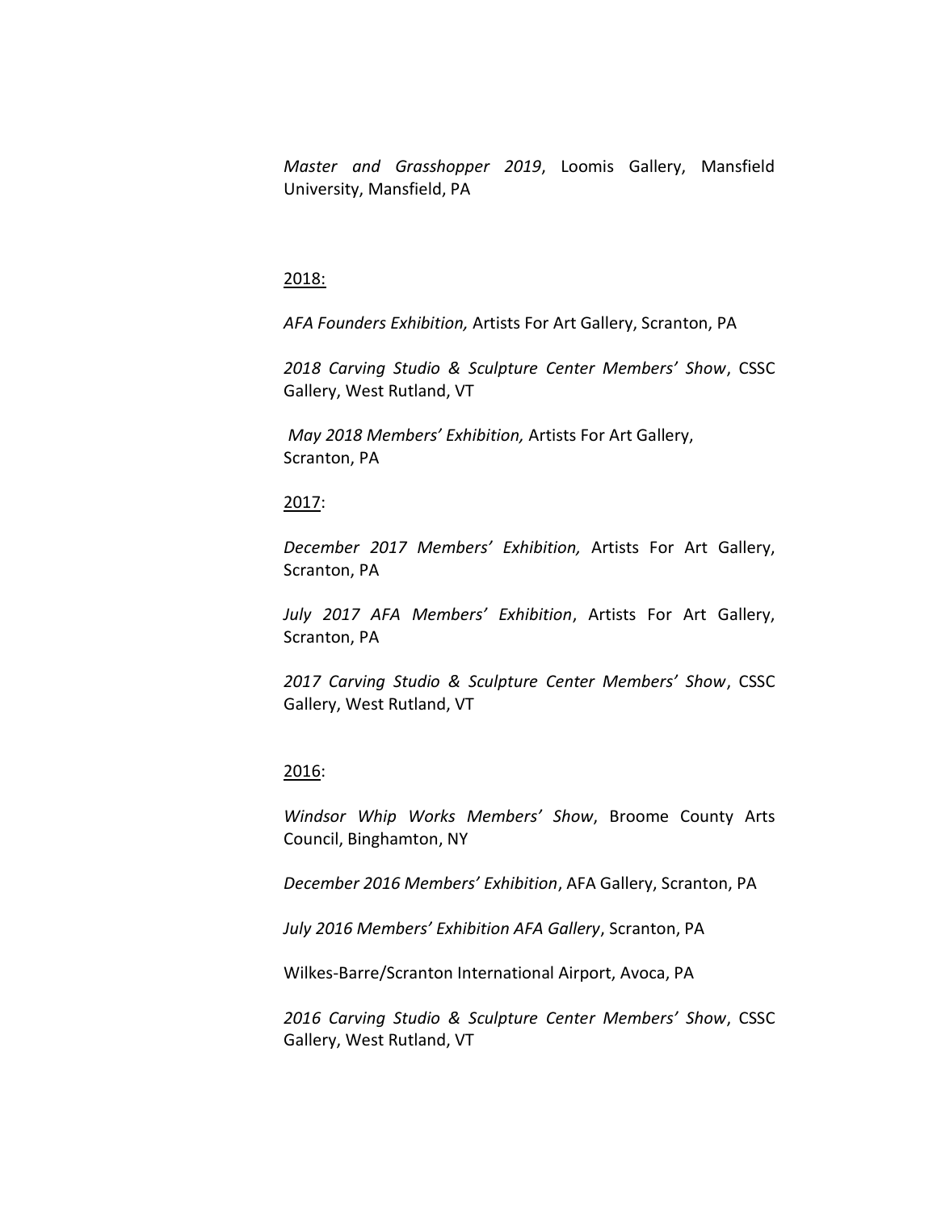*Master and Grasshopper 2019*, Loomis Gallery, Mansfield University, Mansfield, PA

<u>2018:</u>

*AFA Founders Exhibition,* Artists For Art Gallery, Scranton, PA

*2018 Carving Studio & Sculpture Center Members' Show*, CSSC Gallery, West Rutland, VT

*May 2018 Members' Exhibition,* Artists For Art Gallery, Scranton, PA

<u>2017</u>:

*December 2017 Members' Exhibition,* Artists For Art Gallery, Scranton, PA

*July 2017 AFA Members' Exhibition*, Artists For Art Gallery, Scranton, PA

*2017 Carving Studio & Sculpture Center Members' Show*, CSSC Gallery, West Rutland, VT

<u>2016</u>:

*Windsor Whip Works Members' Show*, Broome County Arts Council, Binghamton, NY

*December 2016 Members' Exhibition*, AFA Gallery, Scranton, PA

*July 2016 Members' Exhibition AFA Gallery*, Scranton, PA

Wilkes-Barre/Scranton International Airport, Avoca, PA

*2016 Carving Studio & Sculpture Center Members' Show*, CSSC Gallery, West Rutland, VT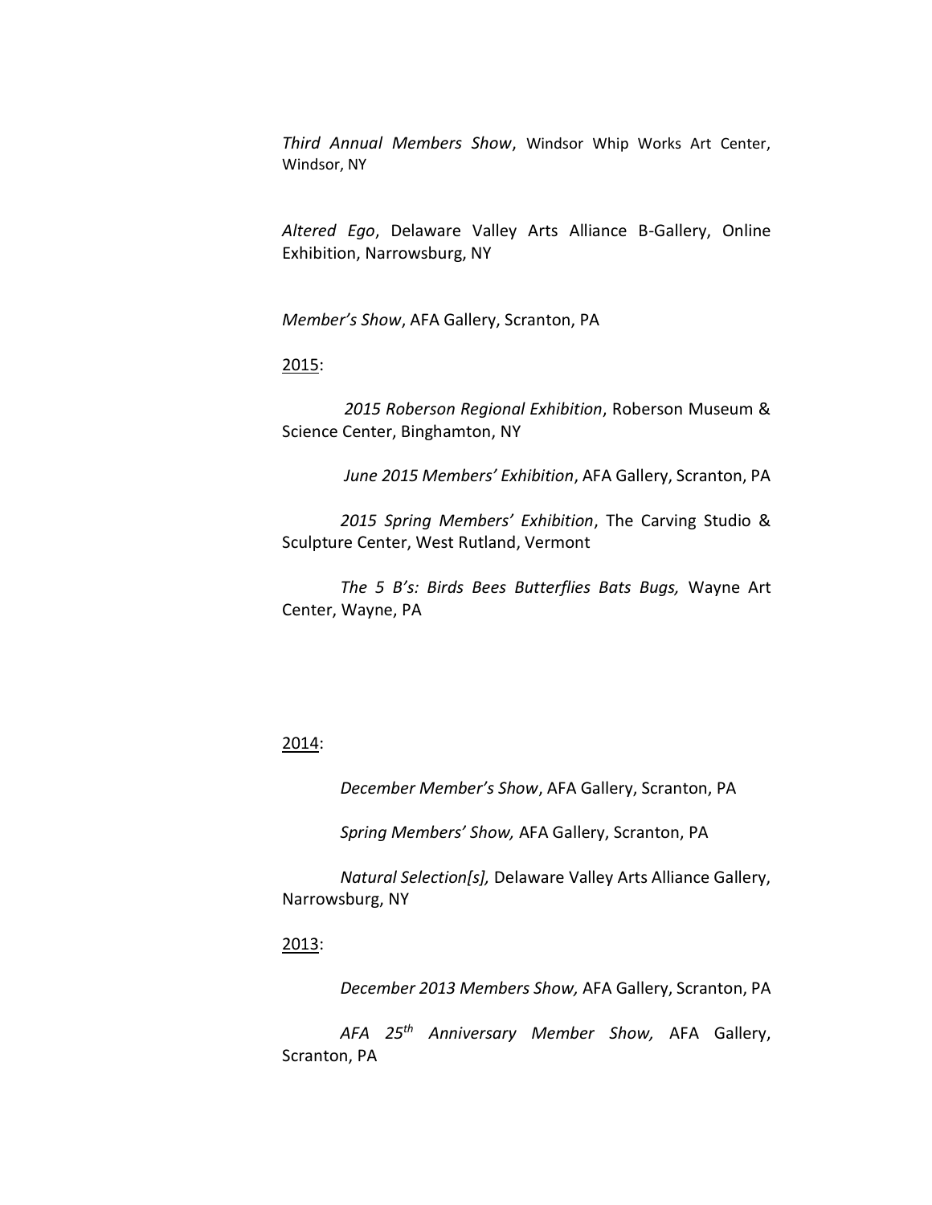*Third Annual Members Show*, Windsor Whip Works Art Center, Windsor, NY

*Altered Ego*, Delaware Valley Arts Alliance B-Gallery, Online Exhibition, Narrowsburg, NY

*Member's Show*, AFA Gallery, Scranton, PA

2015:

*2015 Roberson Regional Exhibition*, Roberson Museum & Science Center, Binghamton, NY

*June 2015 Members' Exhibition*, AFA Gallery, Scranton, PA

*2015 Spring Members' Exhibition*, The Carving Studio & Sculpture Center, West Rutland, Vermont

*The 5 B's: Birds Bees Butterflies Bats Bugs,* Wayne Art Center, Wayne, PA

2014:

*December Member's Show*, AFA Gallery, Scranton, PA

*Spring Members' Show,* AFA Gallery, Scranton, PA

*Natural Selection[s],* Delaware Valley Arts Alliance Gallery, Narrowsburg, NY

2013:

*December 2013 Members Show,* AFA Gallery, Scranton, PA

*AFA 25th Anniversary Member Show,* AFA Gallery, Scranton, PA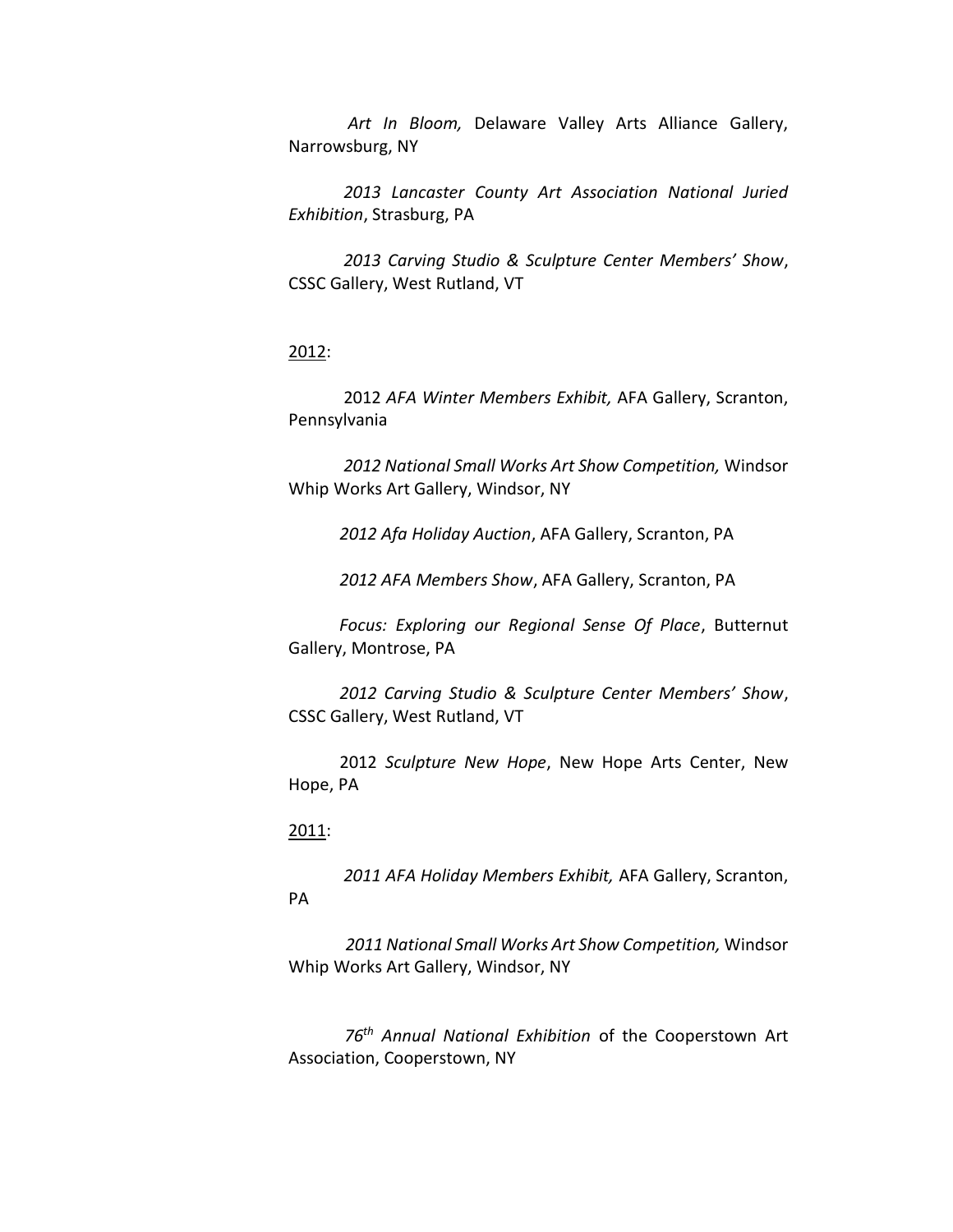*Art In Bloom,* Delaware Valley Arts Alliance Gallery, Narrowsburg, NY

*2013 Lancaster County Art Association National Juried Exhibition*, Strasburg, PA

*2013 Carving Studio & Sculpture Center Members' Show*, CSSC Gallery, West Rutland, VT

<u>2012</u>:

2012 *AFA Winter Members Exhibit,* AFA Gallery, Scranton, Pennsylvania

*2012 National Small Works Art Show Competition,* Windsor Whip Works Art Gallery, Windsor, NY

*2012 Afa Holiday Auction*, AFA Gallery, Scranton, PA

*2012 AFA Members Show*, AFA Gallery, Scranton, PA

*Focus: Exploring our Regional Sense Of Place*, Butternut Gallery, Montrose, PA

*2012 Carving Studio & Sculpture Center Members' Show*, CSSC Gallery, West Rutland, VT

2012 *Sculpture New Hope*, New Hope Arts Center, New Hope, PA

<u>2011</u>:

*2011 AFA Holiday Members Exhibit,* AFA Gallery, Scranton, PA

*2011 National Small Works Art Show Competition,* Windsor Whip Works Art Gallery, Windsor, NY

*76th Annual National Exhibition* of the Cooperstown Art Association, Cooperstown, NY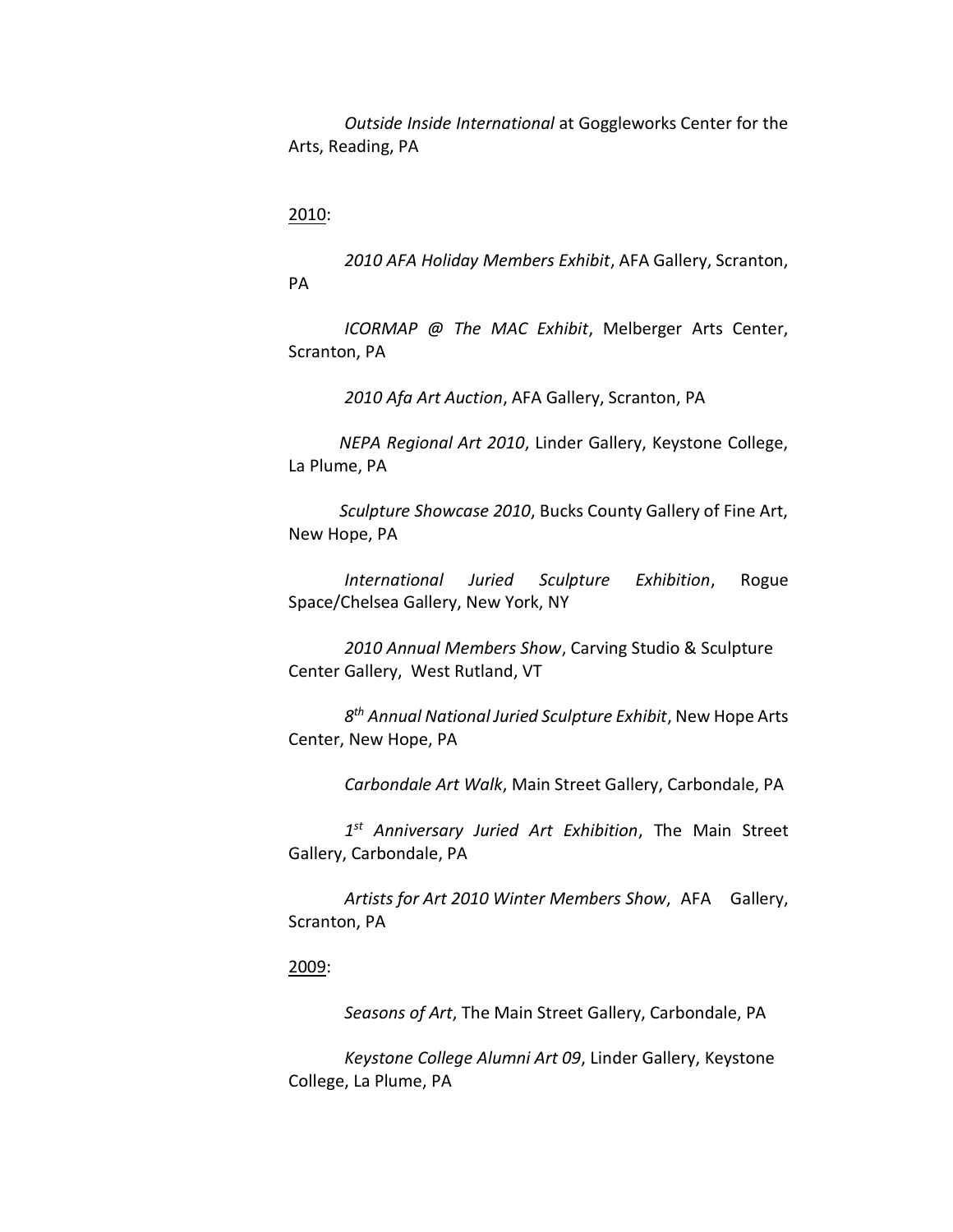*Outside Inside International* at Goggleworks Center for the Arts, Reading, PA

2010:

*2010 AFA Holiday Members Exhibit*, AFA Gallery, Scranton, PA

*ICORMAP @ The MAC Exhibit*, Melberger Arts Center, Scranton, PA

*2010 Afa Art Auction*, AFA Gallery, Scranton, PA

*NEPA Regional Art 2010*, Linder Gallery, Keystone College, La Plume, PA

*Sculpture Showcase 2010*, Bucks County Gallery of Fine Art, New Hope, PA

*International Juried Sculpture Exhibition*, Rogue Space/Chelsea Gallery, New York, NY

*2010 Annual Members Show*, Carving Studio & Sculpture Center Gallery, West Rutland, VT

*8th Annual National Juried Sculpture Exhibit*, New Hope Arts Center, New Hope, PA

*Carbondale Art Walk*, Main Street Gallery, Carbondale, PA

*1st Anniversary Juried Art Exhibition*, The Main Street Gallery, Carbondale, PA

*Artists for Art 2010 Winter Members Show*, AFA Gallery, Scranton, PA

2009:

*Seasons of Art*, The Main Street Gallery, Carbondale, PA

*Keystone College Alumni Art 09*, Linder Gallery, Keystone College, La Plume, PA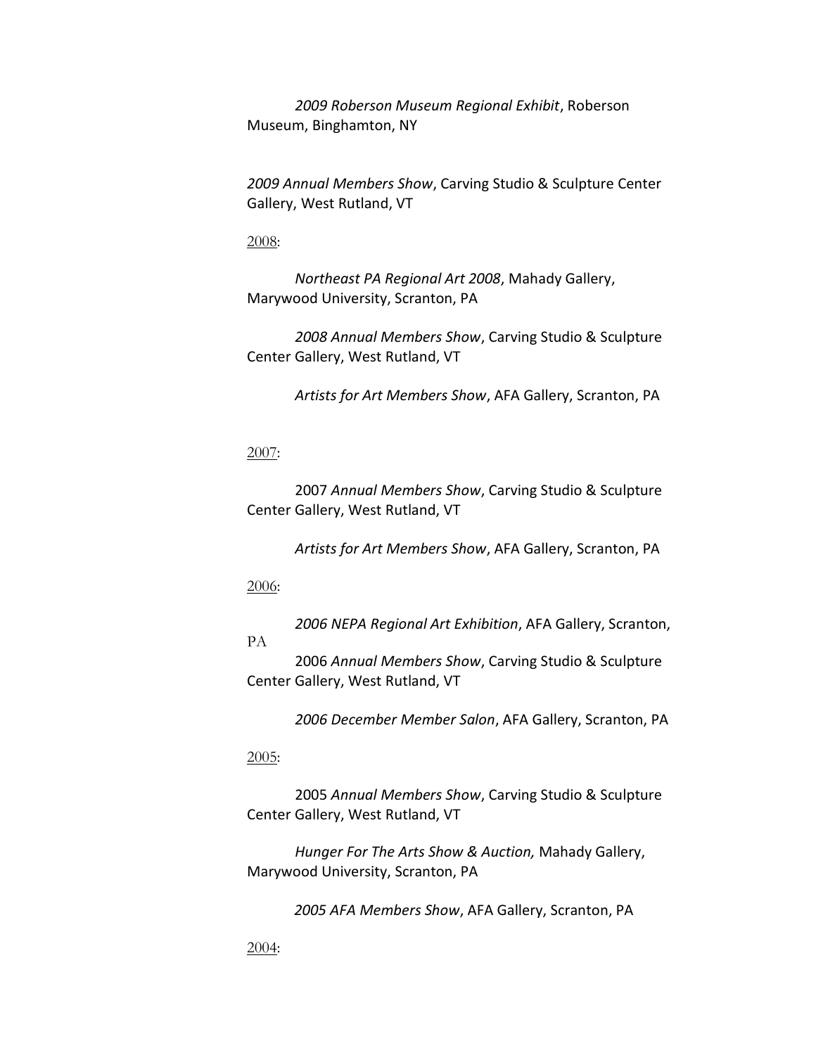*2009 Roberson Museum Regional Exhibit*, Roberson Museum, Binghamton, NY

*2009 Annual Members Show*, Carving Studio & Sculpture Center Gallery, West Rutland, VT

2008:

*Northeast PA Regional Art 2008*, Mahady Gallery, Marywood University, Scranton, PA

*2008 Annual Members Show*, Carving Studio & Sculpture Center Gallery, West Rutland, VT

*Artists for Art Members Show*, AFA Gallery, Scranton, PA

2007:

2007 *Annual Members Show*, Carving Studio & Sculpture Center Gallery, West Rutland, VT

*Artists for Art Members Show*, AFA Gallery, Scranton, PA

2006:

*2006 NEPA Regional Art Exhibition*, AFA Gallery, Scranton, PA

2006 *Annual Members Show*, Carving Studio & Sculpture Center Gallery, West Rutland, VT

*2006 December Member Salon*, AFA Gallery, Scranton, PA

2005:

2005 *Annual Members Show*, Carving Studio & Sculpture Center Gallery, West Rutland, VT

*Hunger For The Arts Show & Auction,* Mahady Gallery, Marywood University, Scranton, PA

*2005 AFA Members Show*, AFA Gallery, Scranton, PA

2004: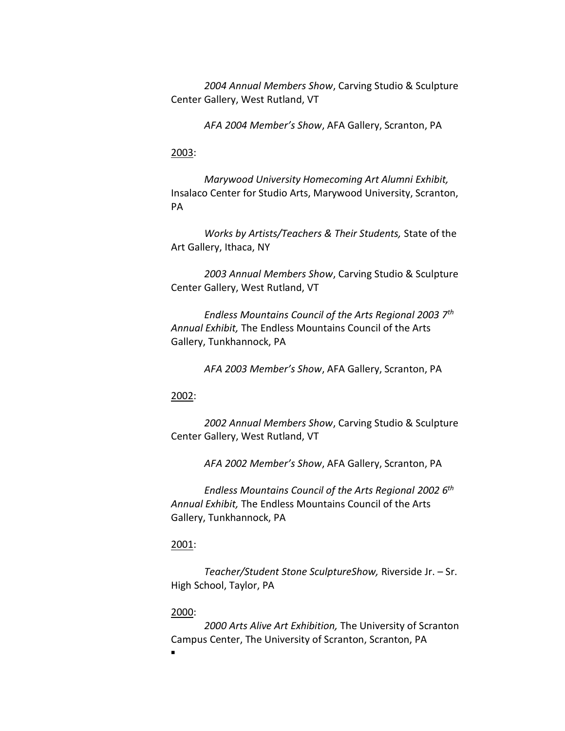*2004 Annual Members Show*, Carving Studio & Sculpture Center Gallery, West Rutland, VT

*AFA 2004 Member's Show*, AFA Gallery, Scranton, PA

<u>2003</u>:

*Marywood University Homecoming Art Alumni Exhibit,* Insalaco Center for Studio Arts, Marywood University, Scranton, PA

*Works by Artists/Teachers & Their Students,* State of the Art Gallery, Ithaca, NY

*2003 Annual Members Show*, Carving Studio & Sculpture Center Gallery, West Rutland, VT

*Endless Mountains Council of the Arts Regional 2003 7th Annual Exhibit,* The Endless Mountains Council of the Arts Gallery, Tunkhannock, PA

*AFA 2003 Member's Show*, AFA Gallery, Scranton, PA

<u>2002</u>:

*2002 Annual Members Show*, Carving Studio & Sculpture Center Gallery, West Rutland, VT

*AFA 2002 Member's Show*, AFA Gallery, Scranton, PA

*Endless Mountains Council of the Arts Regional 2002 6th Annual Exhibit,* The Endless Mountains Council of the Arts Gallery, Tunkhannock, PA

<u>2001</u>:

*Teacher/Student Stone SculptureShow,* Riverside Jr. – Sr. High School, Taylor, PA

<u>2000</u>:

*2000 Arts Alive Art Exhibition,* The University of Scranton Campus Center, The University of Scranton, Scranton, PA

▪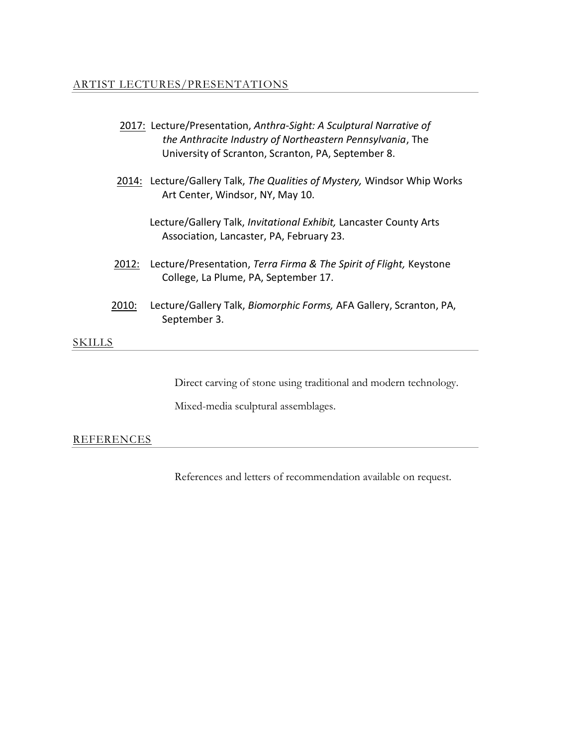## ARTIST LECTURES/PRESENTATIONS

2017: Lecture/Presentation, *Anthra-Sight: A Sculptural Narrative of the Anthracite Industry of Northeastern Pennsylvania*, The University of Scranton, Scranton, PA, September 8.

2014: Lecture/Gallery Talk, *The Qualities of Mystery,* Windsor Whip Works Art Center, Windsor, NY, May 10.

Lecture/Gallery Talk, *Invitational Exhibit,* Lancaster County Arts Association, Lancaster, PA, February 23.

2012: Lecture/Presentation, *Terra Firma & The Spirit of Flight,* Keystone College, La Plume, PA, September 17.

2010: Lecture/Gallery Talk, *Biomorphic Forms,* AFA Gallery, Scranton, PA, September 3.

## SKILLS

Direct carving of stone using traditional and modern technology.

Mixed-media sculptural assemblages.

## REFERENCES

References and letters of recommendation available on request.